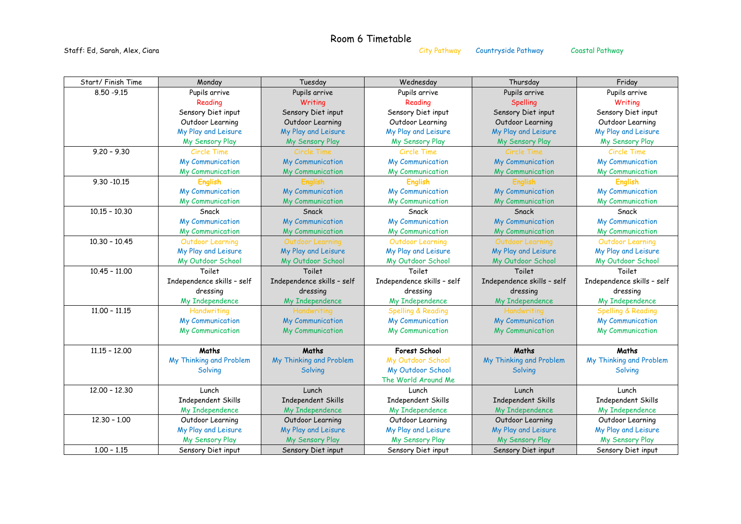# Room 6 Timetable

Staff: Ed, Sarah, Alex, Ciara

City Pathway Countryside Pathway Coastal Pathway

| Start/ Finish Time | Monday | Tuesday | Wednesday | Thursday | Friday |
|---|---|---|---|---|---|
| 8.50 -9.15 | Pupils arrive<br>Reading<br>Sensory Diet input<br>Outdoor Learning<br>My Play and Leisure<br>My Sensory Play | Pupils arrive<br>Writing<br>Sensory Diet input<br>Outdoor Learning<br>My Play and Leisure<br>My Sensory Play | Pupils arrive<br>Reading<br>Sensory Diet input<br>Outdoor Learning<br>My Play and Leisure<br>My Sensory Play | Pupils arrive<br>Spelling<br>Sensory Diet input<br>Outdoor Learning<br>My Play and Leisure<br>My Sensory Play | Pupils arrive<br>Writing<br>Sensory Diet input<br>Outdoor Learning<br>My Play and Leisure<br>My Sensory Play |
| 9.20 – 9.30 | Circle Time<br>My Communication<br>My Communication | Circle Time<br>My Communication<br>My Communication | Circle Time<br>My Communication<br>My Communication | Circle Time<br>My Communication<br>My Communication | Circle Time<br>My Communication<br>My Communication |
| 9.30 -10.15 | **English**<br>My Communication<br>My Communication | **English**<br>My Communication<br>My Communication | **English**<br>My Communication<br>My Communication | **English**<br>My Communication<br>My Communication | **English**<br>My Communication<br>My Communication |
| 10.15 – 10.30 | Snack<br>My Communication<br>My Communication | Snack<br>My Communication<br>My Communication | Snack<br>My Communication<br>My Communication | Snack<br>My Communication<br>My Communication | Snack<br>My Communication<br>My Communication |
| 10.30 – 10.45 | Outdoor Learning<br>My Play and Leisure<br>My Outdoor School | Outdoor Learning<br>My Play and Leisure<br>My Outdoor School | Outdoor Learning<br>My Play and Leisure<br>My Outdoor School | Outdoor Learning<br>My Play and Leisure<br>My Outdoor School | Outdoor Learning<br>My Play and Leisure<br>My Outdoor School |
| 10.45 – 11.00 | Toilet<br>Independence skills – self dressing<br>My Independence | Toilet<br>Independence skills – self dressing<br>My Independence | Toilet<br>Independence skills – self dressing<br>My Independence | Toilet<br>Independence skills – self dressing<br>My Independence | Toilet<br>Independence skills – self dressing<br>My Independence |
| 11.00 – 11.15 | Handwriting<br>My Communication<br>My Communication | Handwriting<br>My Communication<br>My Communication | Spelling & Reading<br>My Communication<br>My Communication | Handwriting<br>My Communication<br>My Communication | Spelling & Reading<br>My Communication<br>My Communication |
| 11.15 – 12.00 | **Maths**<br>My Thinking and Problem Solving | **Maths**<br>My Thinking and Problem Solving | **Forest School**<br>My Outdoor School<br>My Outdoor School<br>The World Around Me | **Maths**<br>My Thinking and Problem Solving | **Maths**<br>My Thinking and Problem Solving |
| 12.00 – 12.30 | Lunch<br>Independent Skills<br>My Independence | Lunch<br>Independent Skills<br>My Independence | Lunch<br>Independent Skills<br>My Independence | Lunch<br>Independent Skills<br>My Independence | Lunch<br>Independent Skills<br>My Independence |
| 12.30 – 1.00 | Outdoor Learning<br>My Play and Leisure<br>My Sensory Play | Outdoor Learning<br>My Play and Leisure<br>My Sensory Play | Outdoor Learning<br>My Play and Leisure<br>My Sensory Play | Outdoor Learning<br>My Play and Leisure<br>My Sensory Play | Outdoor Learning<br>My Play and Leisure<br>My Sensory Play |
| 1.00 – 1.15 | Sensory Diet input | Sensory Diet input | Sensory Diet input | Sensory Diet input | Sensory Diet input |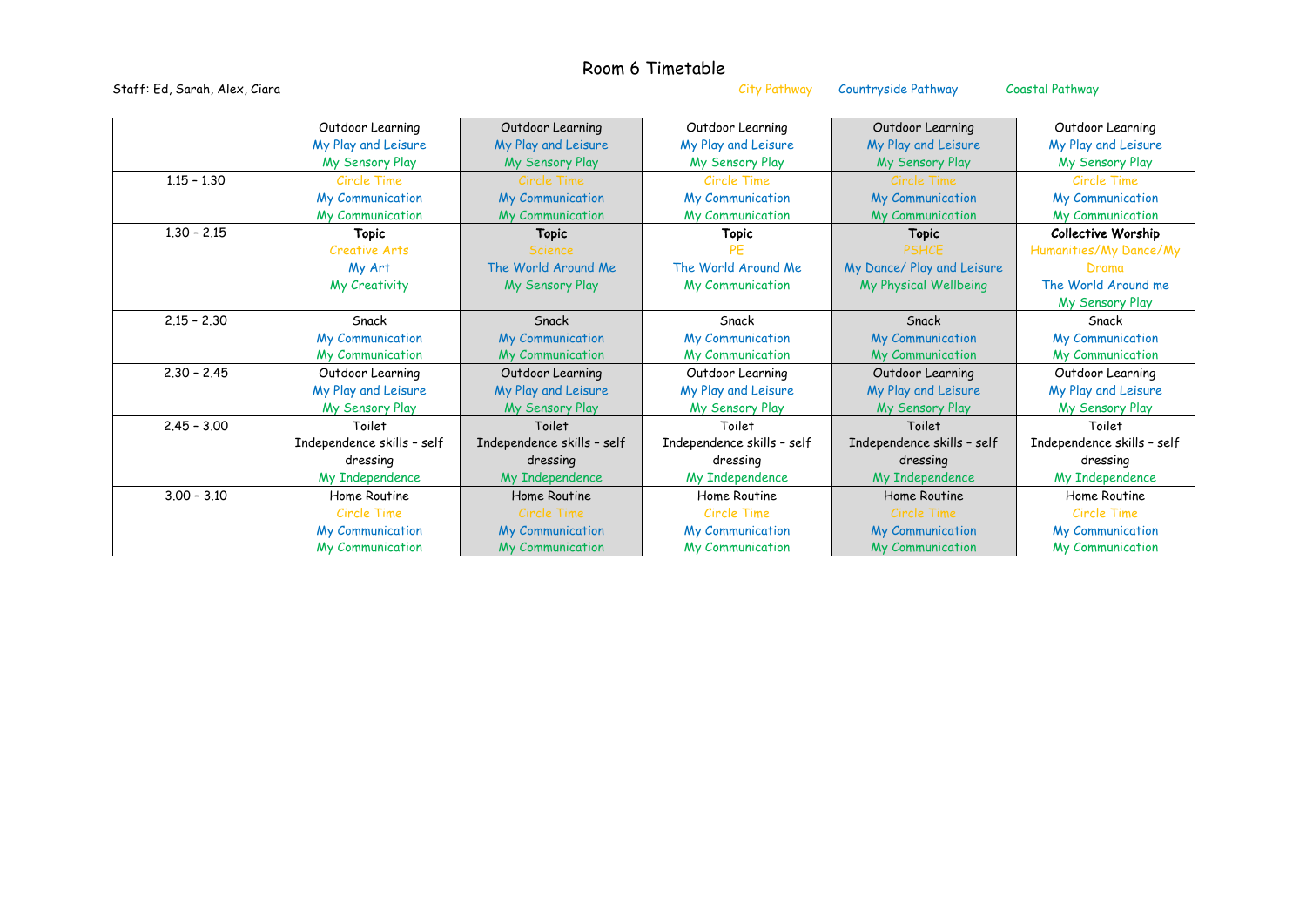# Room 6 Timetable

Staff: Ed, Sarah, Alex, Ciara

City Pathway Countryside Pathway Coastal Pathway

| | | | | | |
|---|---|---|---|---|---|
| | Outdoor Learning<br>My Play and Leisure<br>My Sensory Play | Outdoor Learning<br>My Play and Leisure<br>My Sensory Play | Outdoor Learning<br>My Play and Leisure<br>My Sensory Play | Outdoor Learning<br>My Play and Leisure<br>My Sensory Play | Outdoor Learning<br>My Play and Leisure<br>My Sensory Play |
| 1.15 – 1.30 | Circle Time<br>My Communication<br>My Communication | Circle Time<br>My Communication<br>My Communication | Circle Time<br>My Communication<br>My Communication | Circle Time<br>My Communication<br>My Communication | Circle Time<br>My Communication<br>My Communication |
| 1.30 – 2.15 | **Topic**<br>Creative Arts<br>My Art<br>My Creativity | **Topic**<br>Science<br>The World Around Me<br>My Sensory Play | **Topic**<br>PE<br>The World Around Me<br>My Communication | **Topic**<br>PSHCE<br>My Dance/ Play and Leisure<br>My Physical Wellbeing | **Collective Worship**<br>Humanities/My Dance/My Drama<br>The World Around me<br>My Sensory Play |
| 2.15 – 2.30 | Snack<br>My Communication<br>My Communication | Snack<br>My Communication<br>My Communication | Snack<br>My Communication<br>My Communication | Snack<br>My Communication<br>My Communication | Snack<br>My Communication<br>My Communication |
| 2.30 – 2.45 | Outdoor Learning<br>My Play and Leisure<br>My Sensory Play | Outdoor Learning<br>My Play and Leisure<br>My Sensory Play | Outdoor Learning<br>My Play and Leisure<br>My Sensory Play | Outdoor Learning<br>My Play and Leisure<br>My Sensory Play | Outdoor Learning<br>My Play and Leisure<br>My Sensory Play |
| 2.45 – 3.00 | Toilet<br>Independence skills – self dressing<br>My Independence | Toilet<br>Independence skills – self dressing<br>My Independence | Toilet<br>Independence skills – self dressing<br>My Independence | Toilet<br>Independence skills – self dressing<br>My Independence | Toilet<br>Independence skills – self dressing<br>My Independence |
| 3.00 – 3.10 | Home Routine<br>Circle Time<br>My Communication<br>My Communication | Home Routine<br>Circle Time<br>My Communication<br>My Communication | Home Routine<br>Circle Time<br>My Communication<br>My Communication | Home Routine<br>Circle Time<br>My Communication<br>My Communication | Home Routine<br>Circle Time<br>My Communication<br>My Communication |